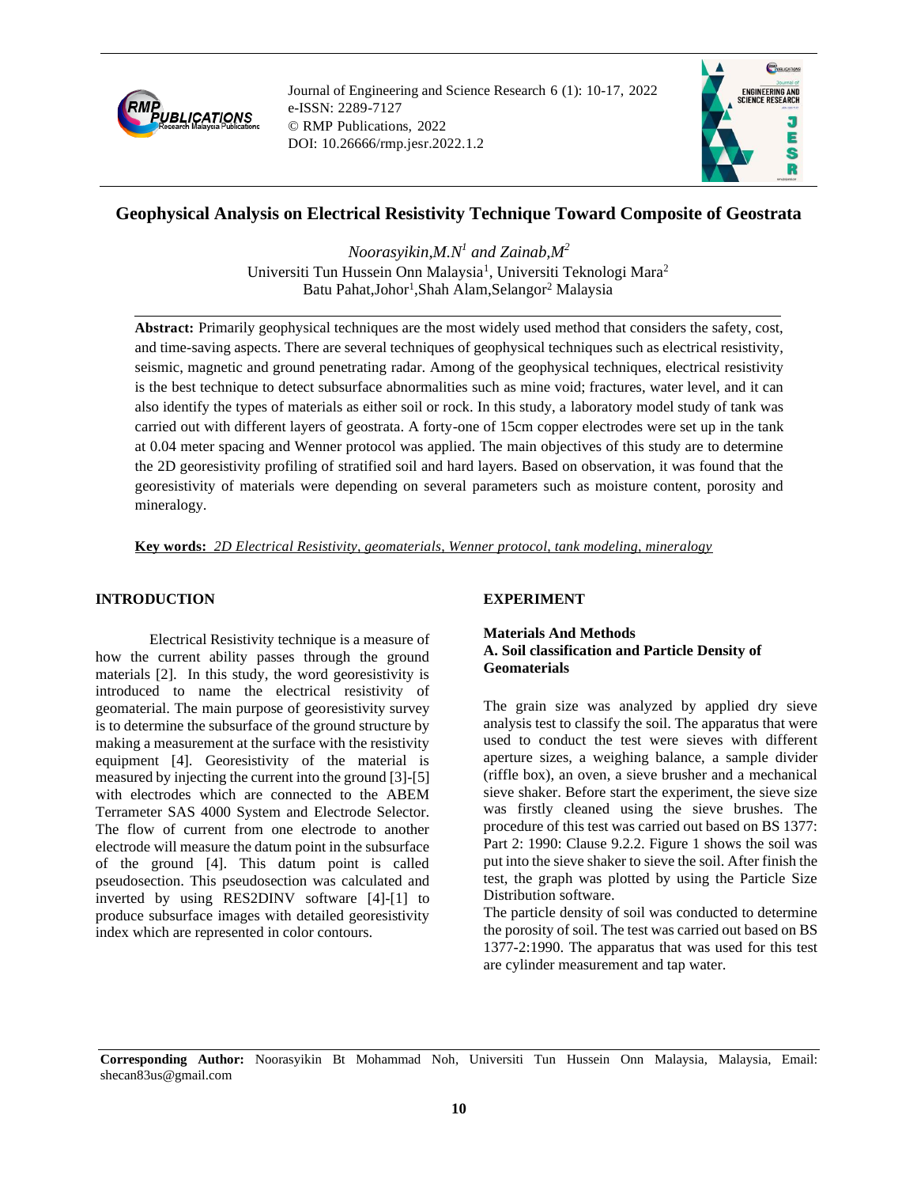# Geophysical Analysis on Electrical Resistivity Technique Toward Composite of Geostrata

*Noorasyikin,M.N[1] and Zainab,M[2]*

Universiti Tun Hussein Onn Malaysia[1], Universiti Teknologi Mara[2]
Batu Pahat,Johor[1],Shah Alam,Selangor[2] Malaysia

**Abstract:** Primarily geophysical techniques are the most widely used method that considers the safety, cost, and time-saving aspects. There are several techniques of geophysical techniques such as electrical resistivity, seismic, magnetic and ground penetrating radar. Among of the geophysical techniques, electrical resistivity is the best technique to detect subsurface abnormalities such as mine void; fractures, water level, and it can also identify the types of materials as either soil or rock. In this study, a laboratory model study of tank was carried out with different layers of geostrata. A forty-one of 15cm copper electrodes were set up in the tank at 0.04 meter spacing and Wenner protocol was applied. The main objectives of this study are to determine the 2D georesistivity profiling of stratified soil and hard layers. Based on observation, it was found that the georesistivity of materials were depending on several parameters such as moisture content, porosity and mineralogy.

**Key words:** *2D Electrical Resistivity, geomaterials, Wenner protocol, tank modeling, mineralogy*

## INTRODUCTION

Electrical Resistivity technique is a measure of how the current ability passes through the ground materials [2]. In this study, the word georesistivity is introduced to name the electrical resistivity of geomaterial. The main purpose of georesistivity survey is to determine the subsurface of the ground structure by making a measurement at the surface with the resistivity equipment [4]. Georesistivity of the material is measured by injecting the current into the ground [3]-[5] with electrodes which are connected to the ABEM Terrameter SAS 4000 System and Electrode Selector. The flow of current from one electrode to another electrode will measure the datum point in the subsurface of the ground [4]. This datum point is called pseudosection. This pseudosection was calculated and inverted by using RES2DINV software [4]-[1] to produce subsurface images with detailed georesistivity index which are represented in color contours.

## EXPERIMENT

### Materials And Methods

### A. Soil classification and Particle Density of Geomaterials

The grain size was analyzed by applied dry sieve analysis test to classify the soil. The apparatus that were used to conduct the test were sieves with different aperture sizes, a weighing balance, a sample divider (riffle box), an oven, a sieve brusher and a mechanical sieve shaker. Before start the experiment, the sieve size was firstly cleaned using the sieve brushes. The procedure of this test was carried out based on BS 1377: Part 2: 1990: Clause 9.2.2. Figure 1 shows the soil was put into the sieve shaker to sieve the soil. After finish the test, the graph was plotted by using the Particle Size Distribution software.

The particle density of soil was conducted to determine the porosity of soil. The test was carried out based on BS 1377-2:1990. The apparatus that was used for this test are cylinder measurement and tap water.

**Corresponding Author:** Noorasyikin Bt Mohammad Noh, Universiti Tun Hussein Onn Malaysia, Malaysia, Email: shecan83us@gmail.com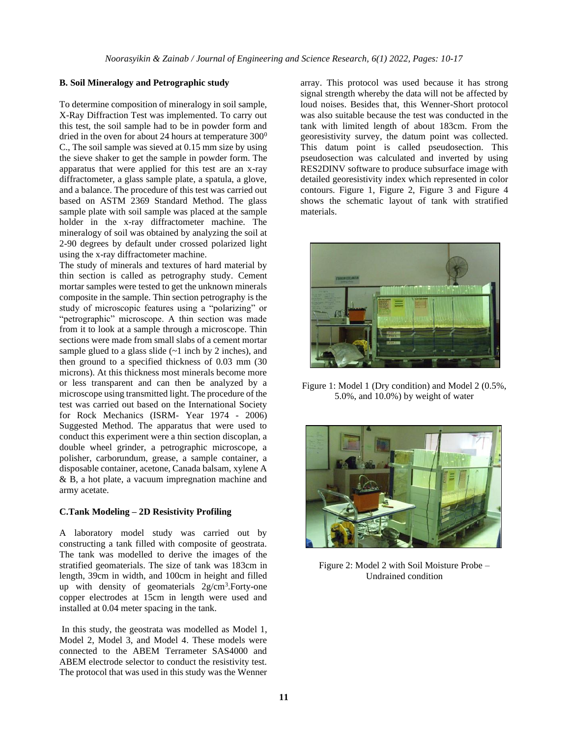### B. Soil Mineralogy and Petrographic study

To determine composition of mineralogy in soil sample, X-Ray Diffraction Test was implemented. To carry out this test, the soil sample had to be in powder form and dried in the oven for about 24 hours at temperature $300^0$ C., The soil sample was sieved at 0.15 mm size by using the sieve shaker to get the sample in powder form. The apparatus that were applied for this test are an x-ray diffractometer, a glass sample plate, a spatula, a glove, and a balance. The procedure of this test was carried out based on ASTM 2369 Standard Method. The glass sample plate with soil sample was placed at the sample holder in the x-ray diffractometer machine. The mineralogy of soil was obtained by analyzing the soil at 2-90 degrees by default under crossed polarized light using the x-ray diffractometer machine.

The study of minerals and textures of hard material by thin section is called as petrography study. Cement mortar samples were tested to get the unknown minerals composite in the sample. Thin section petrography is the study of microscopic features using a "polarizing" or "petrographic" microscope. A thin section was made from it to look at a sample through a microscope. Thin sections were made from small slabs of a cement mortar sample glued to a glass slide (~1 inch by 2 inches), and then ground to a specified thickness of 0.03 mm (30 microns). At this thickness most minerals become more or less transparent and can then be analyzed by a microscope using transmitted light. The procedure of the test was carried out based on the International Society for Rock Mechanics (ISRM- Year 1974 - 2006) Suggested Method. The apparatus that were used to conduct this experiment were a thin section discoplan, a double wheel grinder, a petrographic microscope, a polisher, carborundum, grease, a sample container, a disposable container, acetone, Canada balsam, xylene A & B, a hot plate, a vacuum impregnation machine and army acetate.

### C.Tank Modeling – 2D Resistivity Profiling

A laboratory model study was carried out by constructing a tank filled with composite of geostrata. The tank was modelled to derive the images of the stratified geomaterials. The size of tank was 183cm in length, 39cm in width, and 100cm in height and filled up with density of geomaterials $2g/cm^3$.Forty-one copper electrodes at 15cm in length were used and installed at 0.04 meter spacing in the tank.

In this study, the geostrata was modelled as Model 1, Model 2, Model 3, and Model 4. These models were connected to the ABEM Terrameter SAS4000 and ABEM electrode selector to conduct the resistivity test. The protocol that was used in this study was the Wenner array. This protocol was used because it has strong signal strength whereby the data will not be affected by loud noises. Besides that, this Wenner-Short protocol was also suitable because the test was conducted in the tank with limited length of about 183cm. From the georesistivity survey, the datum point was collected. This datum point is called pseudosection. This pseudosection was calculated and inverted by using RES2DINV software to produce subsurface image with detailed georesistivity index which represented in color contours. Figure 1, Figure 2, Figure 3 and Figure 4 shows the schematic layout of tank with stratified materials.

Figure 1: Model 1 (Dry condition) and Model 2 (0.5%, 5.0%, and 10.0%) by weight of water

Figure 2: Model 2 with Soil Moisture Probe – Undrained condition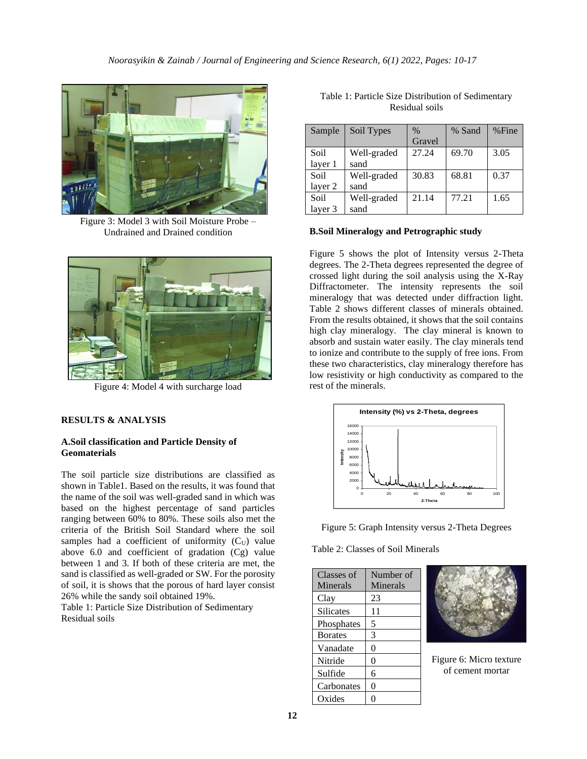Figure 3: Model 3 with Soil Moisture Probe – Undrained and Drained condition

Figure 4: Model 4 with surcharge load

## RESULTS & ANALYSIS

### A.Soil classification and Particle Density of Geomaterials

The soil particle size distributions are classified as shown in Table1. Based on the results, it was found that the name of the soil was well-graded sand in which was based on the highest percentage of sand particles ranging between 60% to 80%. These soils also met the criteria of the British Soil Standard where the soil samples had a coefficient of uniformity ($C_U$) value above 6.0 and coefficient of gradation (Cg) value between 1 and 3. If both of these criteria are met, the sand is classified as well-graded or SW. For the porosity of soil, it is shows that the porous of hard layer consist 26% while the sandy soil obtained 19%.

Table 1: Particle Size Distribution of Sedimentary Residual soils

| Sample | Soil Types | % Gravel | % Sand | %Fine |
|---|---|---|---|---|
| Soil layer 1 | Well-graded sand | 27.24 | 69.70 | 3.05 |
| Soil layer 2 | Well-graded sand | 30.83 | 68.81 | 0.37 |
| Soil layer 3 | Well-graded sand | 21.14 | 77.21 | 1.65 |

### B.Soil Mineralogy and Petrographic study

Figure 5 shows the plot of Intensity versus 2-Theta degrees. The 2-Theta degrees represented the degree of crossed light during the soil analysis using the X-Ray Diffractometer. The intensity represents the soil mineralogy that was detected under diffraction light. Table 2 shows different classes of minerals obtained. From the results obtained, it shows that the soil contains high clay mineralogy. The clay mineral is known to absorb and sustain water easily. The clay minerals tend to ionize and contribute to the supply of free ions. From these two characteristics, clay mineralogy therefore has low resistivity or high conductivity as compared to the rest of the minerals.

Figure 5: Graph Intensity versus 2-Theta Degrees

Table 2: Classes of Soil Minerals

| Classes of Minerals | Number of Minerals |
|---|---|
| Clay | 23 |
| Silicates | 11 |
| Phosphates | 5 |
| Borates | 3 |
| Vanadate | 0 |
| Nitride | 0 |
| Sulfide | 6 |
| Carbonates | 0 |
| Oxides | 0 |

Figure 6: Micro texture of cement mortar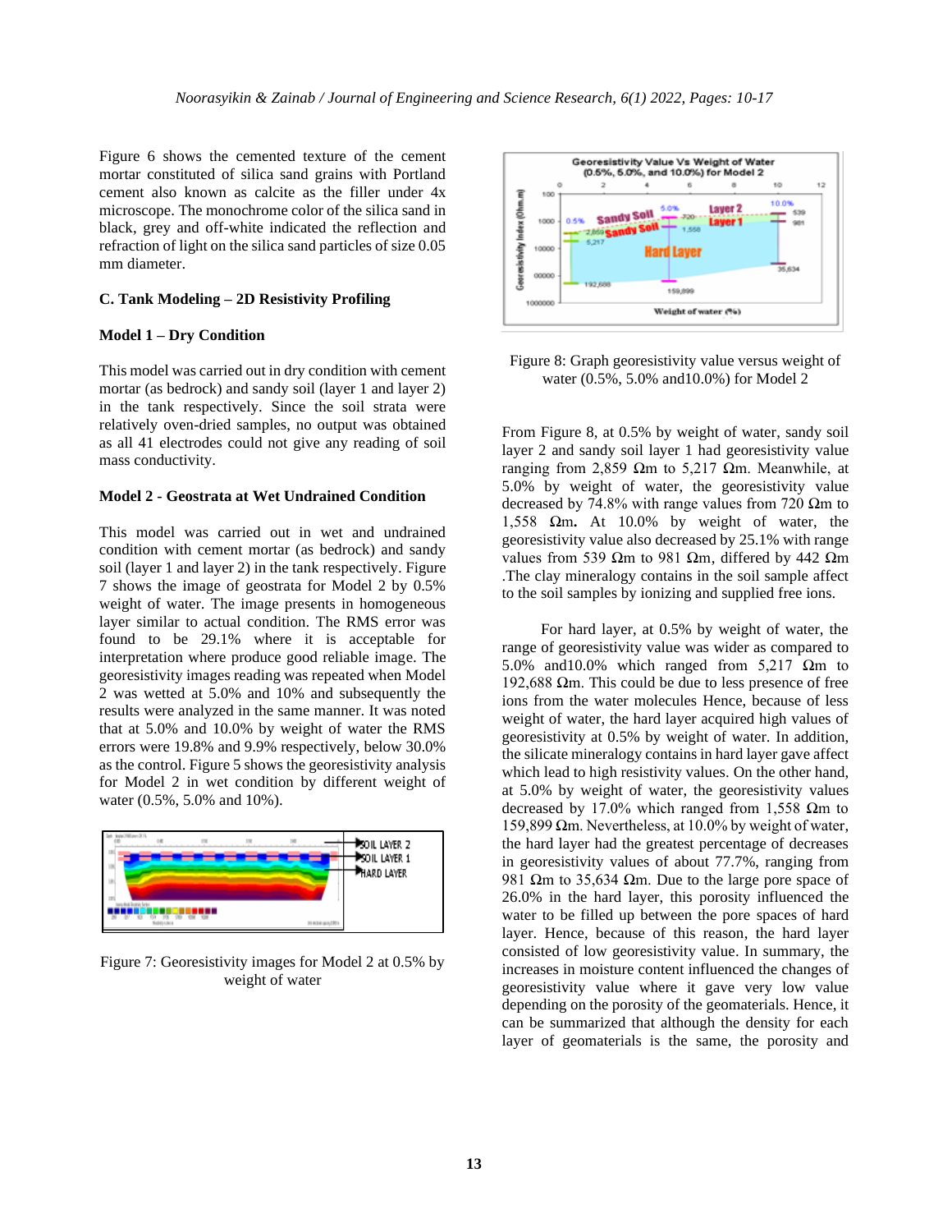Figure 6 shows the cemented texture of the cement mortar constituted of silica sand grains with Portland cement also known as calcite as the filler under 4x microscope. The monochrome color of the silica sand in black, grey and off-white indicated the reflection and refraction of light on the silica sand particles of size 0.05 mm diameter.

### C. Tank Modeling – 2D Resistivity Profiling

#### Model 1 – Dry Condition

This model was carried out in dry condition with cement mortar (as bedrock) and sandy soil (layer 1 and layer 2) in the tank respectively. Since the soil strata were relatively oven-dried samples, no output was obtained as all 41 electrodes could not give any reading of soil mass conductivity.

#### Model 2 - Geostrata at Wet Undrained Condition

This model was carried out in wet and undrained condition with cement mortar (as bedrock) and sandy soil (layer 1 and layer 2) in the tank respectively. Figure 7 shows the image of geostrata for Model 2 by 0.5% weight of water. The image presents in homogeneous layer similar to actual condition. The RMS error was found to be 29.1% where it is acceptable for interpretation where produce good reliable image. The georesistivity images reading was repeated when Model 2 was wetted at 5.0% and 10% and subsequently the results were analyzed in the same manner. It was noted that at 5.0% and 10.0% by weight of water the RMS errors were 19.8% and 9.9% respectively, below 30.0% as the control. Figure 5 shows the georesistivity analysis for Model 2 in wet condition by different weight of water (0.5%, 5.0% and 10%).

Figure 7: Georesistivity images for Model 2 at 0.5% by weight of water

Figure 8: Graph georesistivity value versus weight of water (0.5%, 5.0% and10.0%) for Model 2

From Figure 8, at 0.5% by weight of water, sandy soil layer 2 and sandy soil layer 1 had georesistivity value ranging from 2,859 Ωm to 5,217 Ωm. Meanwhile, at 5.0% by weight of water, the georesistivity value decreased by 74.8% with range values from 720 Ωm to 1,558 Ωm**.** At 10.0% by weight of water, the georesistivity value also decreased by 25.1% with range values from 539 Ωm to 981 Ωm, differed by 442 Ωm .The clay mineralogy contains in the soil sample affect to the soil samples by ionizing and supplied free ions.

For hard layer, at 0.5% by weight of water, the range of georesistivity value was wider as compared to 5.0% and10.0% which ranged from 5,217 Ωm to 192,688 Ωm. This could be due to less presence of free ions from the water molecules Hence, because of less weight of water, the hard layer acquired high values of georesistivity at 0.5% by weight of water. In addition, the silicate mineralogy contains in hard layer gave affect which lead to high resistivity values. On the other hand, at 5.0% by weight of water, the georesistivity values decreased by 17.0% which ranged from 1,558 Ωm to 159,899 Ωm. Nevertheless, at 10.0% by weight of water, the hard layer had the greatest percentage of decreases in georesistivity values of about 77.7%, ranging from 981 Ωm to 35,634 Ωm. Due to the large pore space of 26.0% in the hard layer, this porosity influenced the water to be filled up between the pore spaces of hard layer. Hence, because of this reason, the hard layer consisted of low georesistivity value. In summary, the increases in moisture content influenced the changes of georesistivity value where it gave very low value depending on the porosity of the geomaterials. Hence, it can be summarized that although the density for each layer of geomaterials is the same, the porosity and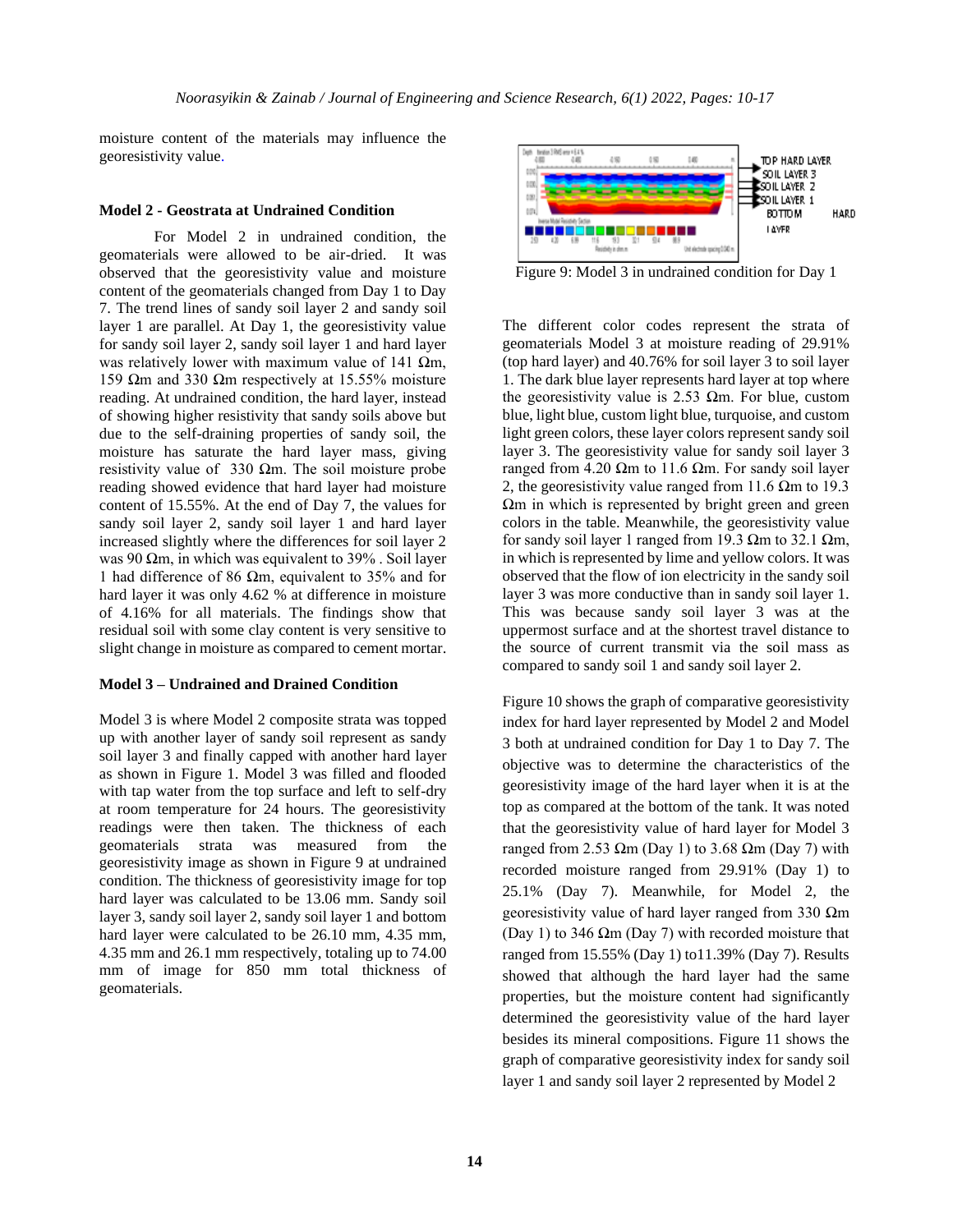moisture content of the materials may influence the georesistivity value.

### Model 2 - Geostrata at Undrained Condition

For Model 2 in undrained condition, the geomaterials were allowed to be air-dried. It was observed that the georesistivity value and moisture content of the geomaterials changed from Day 1 to Day 7. The trend lines of sandy soil layer 2 and sandy soil layer 1 are parallel. At Day 1, the georesistivity value for sandy soil layer 2, sandy soil layer 1 and hard layer was relatively lower with maximum value of 141 Ωm, 159 Ωm and 330 Ωm respectively at 15.55% moisture reading. At undrained condition, the hard layer, instead of showing higher resistivity that sandy soils above but due to the self-draining properties of sandy soil, the moisture has saturate the hard layer mass, giving resistivity value of 330 Ωm. The soil moisture probe reading showed evidence that hard layer had moisture content of 15.55%. At the end of Day 7, the values for sandy soil layer 2, sandy soil layer 1 and hard layer increased slightly where the differences for soil layer 2 was 90 Ωm, in which was equivalent to 39% . Soil layer 1 had difference of 86 Ωm, equivalent to 35% and for hard layer it was only 4.62 % at difference in moisture of 4.16% for all materials. The findings show that residual soil with some clay content is very sensitive to slight change in moisture as compared to cement mortar.

### Model 3 – Undrained and Drained Condition

Model 3 is where Model 2 composite strata was topped up with another layer of sandy soil represent as sandy soil layer 3 and finally capped with another hard layer as shown in Figure 1. Model 3 was filled and flooded with tap water from the top surface and left to self-dry at room temperature for 24 hours. The georesistivity readings were then taken. The thickness of each geomaterials strata was measured from the georesistivity image as shown in Figure 9 at undrained condition. The thickness of georesistivity image for top hard layer was calculated to be 13.06 mm. Sandy soil layer 3, sandy soil layer 2, sandy soil layer 1 and bottom hard layer were calculated to be 26.10 mm, 4.35 mm, 4.35 mm and 26.1 mm respectively, totaling up to 74.00 mm of image for 850 mm total thickness of geomaterials.

Figure 9: Model 3 in undrained condition for Day 1

The different color codes represent the strata of geomaterials Model 3 at moisture reading of 29.91% (top hard layer) and 40.76% for soil layer 3 to soil layer 1. The dark blue layer represents hard layer at top where the georesistivity value is 2.53 Ωm. For blue, custom blue, light blue, custom light blue, turquoise, and custom light green colors, these layer colors represent sandy soil layer 3. The georesistivity value for sandy soil layer 3 ranged from 4.20 Ωm to 11.6 Ωm. For sandy soil layer 2, the georesistivity value ranged from 11.6 Ωm to 19.3 Ωm in which is represented by bright green and green colors in the table. Meanwhile, the georesistivity value for sandy soil layer 1 ranged from 19.3 Ωm to 32.1 Ωm, in which is represented by lime and yellow colors. It was observed that the flow of ion electricity in the sandy soil layer 3 was more conductive than in sandy soil layer 1. This was because sandy soil layer 3 was at the uppermost surface and at the shortest travel distance to the source of current transmit via the soil mass as compared to sandy soil 1 and sandy soil layer 2.

Figure 10 shows the graph of comparative georesistivity index for hard layer represented by Model 2 and Model 3 both at undrained condition for Day 1 to Day 7. The objective was to determine the characteristics of the georesistivity image of the hard layer when it is at the top as compared at the bottom of the tank. It was noted that the georesistivity value of hard layer for Model 3 ranged from 2.53 Ωm (Day 1) to 3.68 Ωm (Day 7) with recorded moisture ranged from 29.91% (Day 1) to 25.1% (Day 7). Meanwhile, for Model 2, the georesistivity value of hard layer ranged from 330 Ωm (Day 1) to 346 Ωm (Day 7) with recorded moisture that ranged from 15.55% (Day 1) to11.39% (Day 7). Results showed that although the hard layer had the same properties, but the moisture content had significantly determined the georesistivity value of the hard layer besides its mineral compositions. Figure 11 shows the graph of comparative georesistivity index for sandy soil layer 1 and sandy soil layer 2 represented by Model 2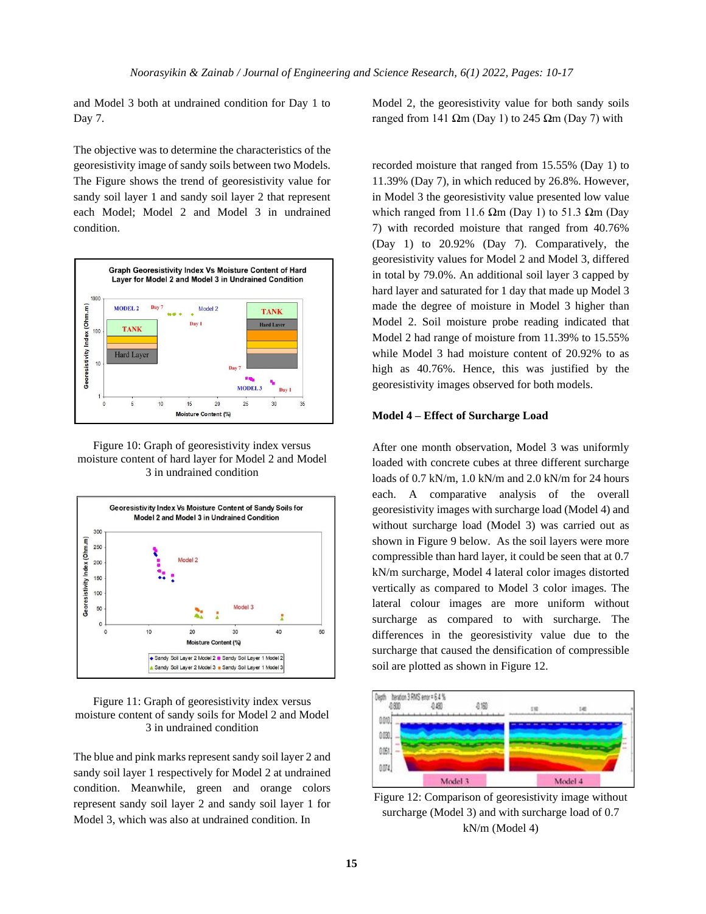and Model 3 both at undrained condition for Day 1 to Day 7.

The objective was to determine the characteristics of the georesistivity image of sandy soils between two Models. The Figure shows the trend of georesistivity value for sandy soil layer 1 and sandy soil layer 2 that represent each Model; Model 2 and Model 3 in undrained condition.

Figure 10: Graph of georesistivity index versus moisture content of hard layer for Model 2 and Model 3 in undrained condition

Figure 11: Graph of georesistivity index versus moisture content of sandy soils for Model 2 and Model 3 in undrained condition

The blue and pink marks represent sandy soil layer 2 and sandy soil layer 1 respectively for Model 2 at undrained condition. Meanwhile, green and orange colors represent sandy soil layer 2 and sandy soil layer 1 for Model 3, which was also at undrained condition. In Model 2, the georesistivity value for both sandy soils ranged from 141 Ωm (Day 1) to 245 Ωm (Day 7) with recorded moisture that ranged from 15.55% (Day 1) to 11.39% (Day 7), in which reduced by 26.8%. However, in Model 3 the georesistivity value presented low value which ranged from 11.6 Ωm (Day 1) to 51.3 Ωm (Day 7) with recorded moisture that ranged from 40.76% (Day 1) to 20.92% (Day 7). Comparatively, the georesistivity values for Model 2 and Model 3, differed in total by 79.0%. An additional soil layer 3 capped by hard layer and saturated for 1 day that made up Model 3 made the degree of moisture in Model 3 higher than Model 2. Soil moisture probe reading indicated that Model 2 had range of moisture from 11.39% to 15.55% while Model 3 had moisture content of 20.92% to as high as 40.76%. Hence, this was justified by the georesistivity images observed for both models.

## Model 4 – Effect of Surcharge Load

After one month observation, Model 3 was uniformly loaded with concrete cubes at three different surcharge loads of 0.7 kN/m, 1.0 kN/m and 2.0 kN/m for 24 hours each. A comparative analysis of the overall georesistivity images with surcharge load (Model 4) and without surcharge load (Model 3) was carried out as shown in Figure 9 below. As the soil layers were more compressible than hard layer, it could be seen that at 0.7 kN/m surcharge, Model 4 lateral color images distorted vertically as compared to Model 3 color images. The lateral colour images are more uniform without surcharge as compared to with surcharge. The differences in the georesistivity value due to the surcharge that caused the densification of compressible soil are plotted as shown in Figure 12.

Figure 12: Comparison of georesistivity image without surcharge (Model 3) and with surcharge load of 0.7 kN/m (Model 4)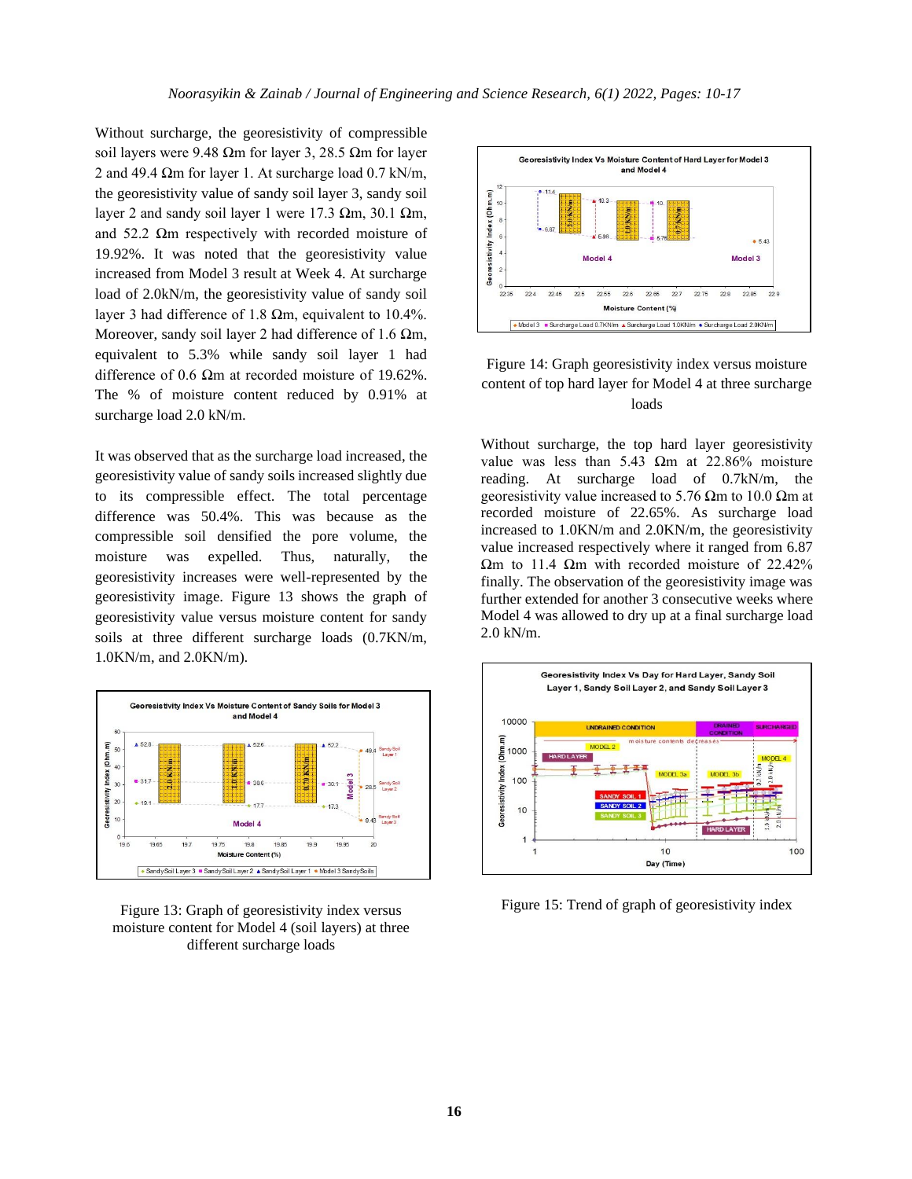Without surcharge, the georesistivity of compressible soil layers were 9.48 Ωm for layer 3, 28.5 Ωm for layer 2 and 49.4 Ωm for layer 1. At surcharge load 0.7 kN/m, the georesistivity value of sandy soil layer 3, sandy soil layer 2 and sandy soil layer 1 were 17.3 Ωm, 30.1 Ωm, and 52.2 Ωm respectively with recorded moisture of 19.92%. It was noted that the georesistivity value increased from Model 3 result at Week 4. At surcharge load of 2.0kN/m, the georesistivity value of sandy soil layer 3 had difference of 1.8 Ωm, equivalent to 10.4%. Moreover, sandy soil layer 2 had difference of 1.6 Ωm, equivalent to 5.3% while sandy soil layer 1 had difference of 0.6 Ωm at recorded moisture of 19.62%. The % of moisture content reduced by 0.91% at surcharge load 2.0 kN/m.

It was observed that as the surcharge load increased, the georesistivity value of sandy soils increased slightly due to its compressible effect. The total percentage difference was 50.4%. This was because as the compressible soil densified the pore volume, the moisture was expelled. Thus, naturally, the georesistivity increases were well-represented by the georesistivity image. Figure 13 shows the graph of georesistivity value versus moisture content for sandy soils at three different surcharge loads (0.7KN/m, 1.0KN/m, and 2.0KN/m).

Figure 13: Graph of georesistivity index versus moisture content for Model 4 (soil layers) at three different surcharge loads

Figure 14: Graph georesistivity index versus moisture content of top hard layer for Model 4 at three surcharge loads

Without surcharge, the top hard layer georesistivity value was less than 5.43 Ωm at 22.86% moisture reading. At surcharge load of 0.7kN/m, the georesistivity value increased to 5.76 Ωm to 10.0 Ωm at recorded moisture of 22.65%. As surcharge load increased to 1.0KN/m and 2.0KN/m, the georesistivity value increased respectively where it ranged from 6.87 Ωm to 11.4 Ωm with recorded moisture of 22.42% finally. The observation of the georesistivity image was further extended for another 3 consecutive weeks where Model 4 was allowed to dry up at a final surcharge load 2.0 kN/m.

Figure 15: Trend of graph of georesistivity index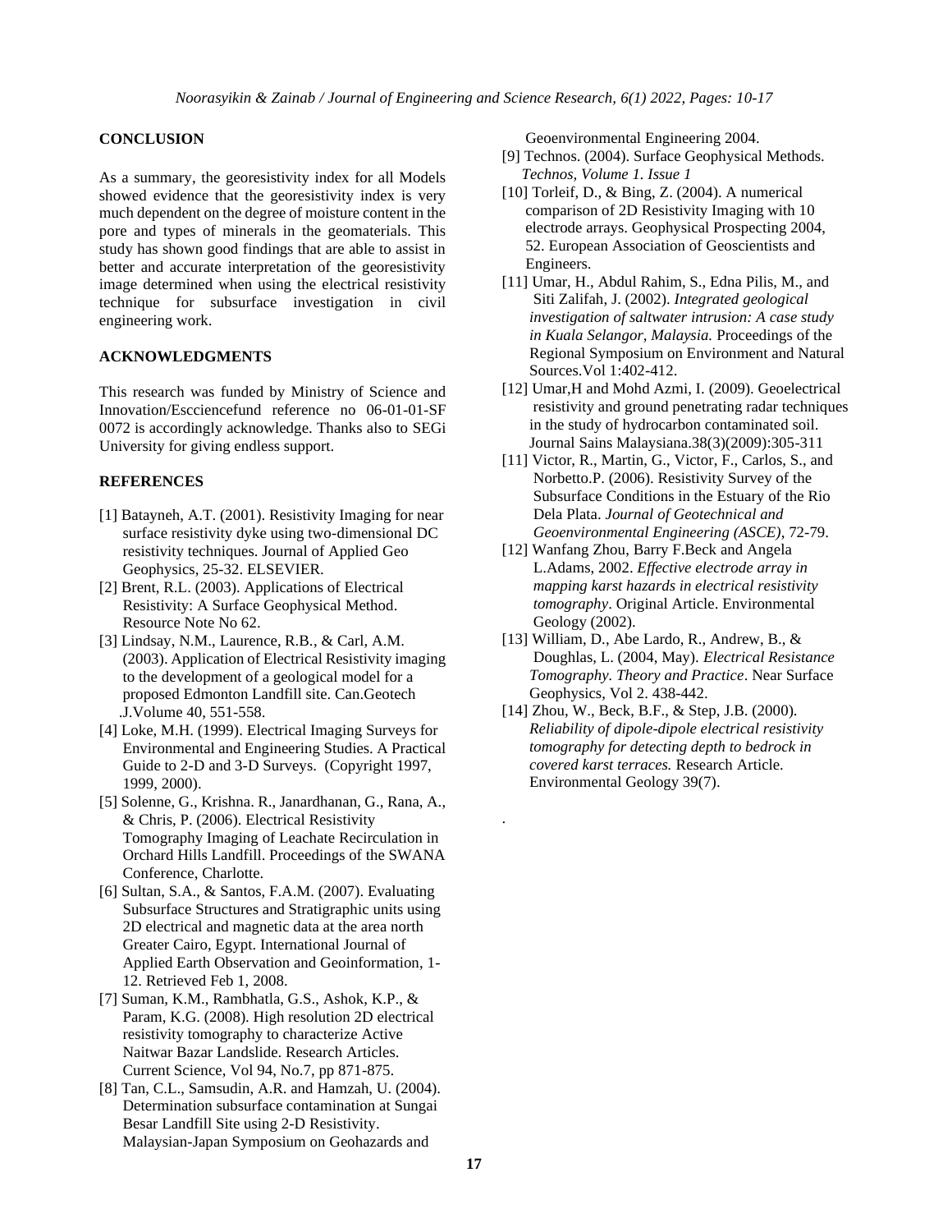## CONCLUSION

As a summary, the georesistivity index for all Models showed evidence that the georesistivity index is very much dependent on the degree of moisture content in the pore and types of minerals in the geomaterials. This study has shown good findings that are able to assist in better and accurate interpretation of the georesistivity image determined when using the electrical resistivity technique for subsurface investigation in civil engineering work.

## ACKNOWLEDGMENTS

This research was funded by Ministry of Science and Innovation/Escciencefund reference no 06-01-01-SF 0072 is accordingly acknowledge. Thanks also to SEGi University for giving endless support.

## REFERENCES

[1] Batayneh, A.T. (2001). Resistivity Imaging for near surface resistivity dyke using two-dimensional DC resistivity techniques. Journal of Applied Geo Geophysics, 25-32. ELSVEIER.

[2] Brent, R.L. (2003). Applications of Electrical Resistivity: A Surface Geophysical Method. Resource Note No 62.

[3] Lindsay, N.M., Laurence, R.B., & Carl, A.M. (2003). Application of Electrical Resistivity imaging to the development of a geological model for a proposed Edmonton Landfill site. Can.Geotech .J.Volume 40, 551-558.

[4] Loke, M.H. (1999). Electrical Imaging Surveys for Environmental and Engineering Studies. A Practical Guide to 2-D and 3-D Surveys. (Copyright 1997, 1999, 2000).

[5] Solenne, G., Krishna. R., Janardhanan, G., Rana, A., & Chris, P. (2006). Electrical Resistivity Tomography Imaging of Leachate Recirculation in Orchard Hills Landfill. Proceedings of the SWANA Conference, Charlotte.

[6] Sultan, S.A., & Santos, F.A.M. (2007). Evaluating Subsurface Structures and Stratigraphic units using 2D electrical and magnetic data at the area north Greater Cairo, Egypt. International Journal of Applied Earth Observation and Geoinformation, 1-12. Retrieved Feb 1, 2008.

[7] Suman, K.M., Rambhatla, G.S., Ashok, K.P., & Param, K.G. (2008). High resolution 2D electrical resistivity tomography to characterize Active Naitwar Bazar Landslide. Research Articles. Current Science, Vol 94, No.7, pp 871-875.

[8] Tan, C.L., Samsudin, A.R. and Hamzah, U. (2004). Determination subsurface contamination at Sungai Besar Landfill Site using 2-D Resistivity. Malaysian-Japan Symposium on Geohazards and Geoenvironmental Engineering 2004.

[9] Technos. (2004). Surface Geophysical Methods. *Technos, Volume 1. Issue 1*

[10] Torleif, D., & Bing, Z. (2004). A numerical comparison of 2D Resistivity Imaging with 10 electrode arrays. Geophysical Prospecting 2004, 52. European Association of Geoscientists and Engineers.

[11] Umar, H., Abdul Rahim, S., Edna Pilis, M., and Siti Zalifah, J. (2002). *Integrated geological investigation of saltwater intrusion: A case study in Kuala Selangor, Malaysia.* Proceedings of the Regional Symposium on Environment and Natural Sources.Vol 1:402-412.

[12] Umar,H and Mohd Azmi, I. (2009). Geoelectrical resistivity and ground penetrating radar techniques in the study of hydrocarbon contaminated soil. Journal Sains Malaysiana.38(3)(2009):305-311

[11] Victor, R., Martin, G., Victor, F., Carlos, S., and Norbetto.P. (2006). Resistivity Survey of the Subsurface Conditions in the Estuary of the Rio Dela Plata. *Journal of Geotechnical and Geoenvironmental Engineering (ASCE)*, 72-79.

[12] Wanfang Zhou, Barry F.Beck and Angela L.Adams, 2002. *Effective electrode array in mapping karst hazards in electrical resistivity tomography*. Original Article. Environmental Geology (2002).

[13] William, D., Abe Lardo, R., Andrew, B., & Doughlas, L. (2004, May). *Electrical Resistance Tomography. Theory and Practice*. Near Surface Geophysics, Vol 2. 438-442.

[14] Zhou, W., Beck, B.F., & Step, J.B. (2000). *Reliability of dipole-dipole electrical resistivity tomography for detecting depth to bedrock in covered karst terraces.* Research Article. Environmental Geology 39(7).